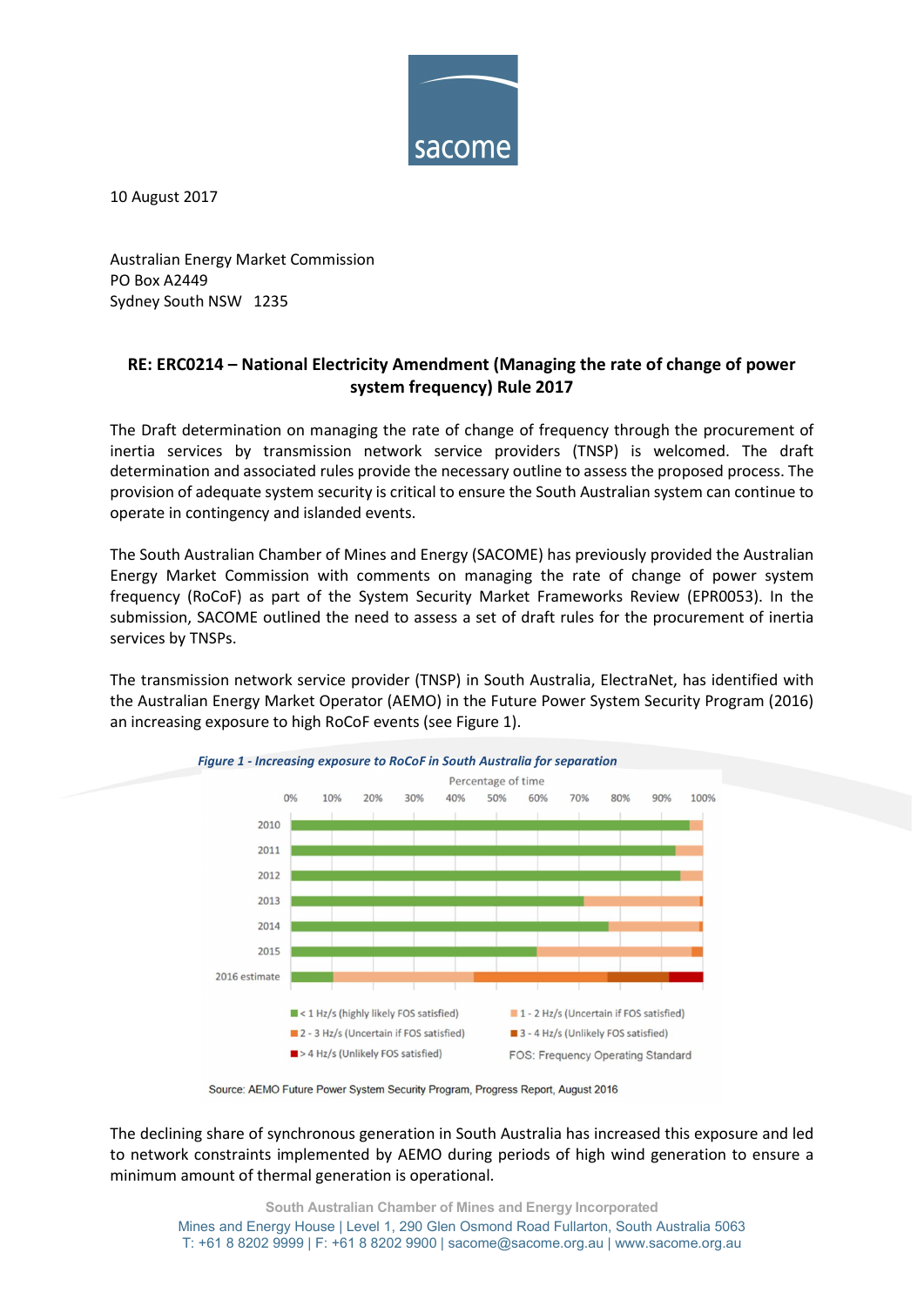10 August 2017

Australian Energy Market Commission
PO Box A2449
Sydney South NSW 1235

**RE: ERC0214 – National Electricity Amendment (Managing the rate of change of power system frequency) Rule 2017**

The Draft determination on managing the rate of change of frequency through the procurement of inertia services by transmission network service providers (TNSP) is welcomed. The draft determination and associated rules provide the necessary outline to assess the proposed process. The provision of adequate system security is critical to ensure the South Australian system can continue to operate in contingency and islanded events.

The South Australian Chamber of Mines and Energy (SACOME) has previously provided the Australian Energy Market Commission with comments on managing the rate of change of power system frequency (RoCoF) as part of the System Security Market Frameworks Review (EPR0053). In the submission, SACOME outlined the need to assess a set of draft rules for the procurement of inertia services by TNSPs.

The transmission network service provider (TNSP) in South Australia, ElectraNet, has identified with the Australian Energy Market Operator (AEMO) in the Future Power System Security Program (2016) an increasing exposure to high RoCoF events (see Figure 1).

*Figure 1 - Increasing exposure to RoCoF in South Australia for separation*

Percentage of time

Years: 2010, 2011, 2012, 2013, 2014, 2015, 2016 estimate

Legend:
- < 1 Hz/s (highly likely FOS satisfied)
- 1 - 2 Hz/s (Uncertain if FOS satisfied)
- 2 - 3 Hz/s (Uncertain if FOS satisfied)
- 3 - 4 Hz/s (Unlikely FOS satisfied)
- > 4 Hz/s (Unlikely FOS satisfied)

FOS: Frequency Operating Standard

Source: AEMO Future Power System Security Program, Progress Report, August 2016

The declining share of synchronous generation in South Australia has increased this exposure and led to network constraints implemented by AEMO during periods of high wind generation to ensure a minimum amount of thermal generation is operational.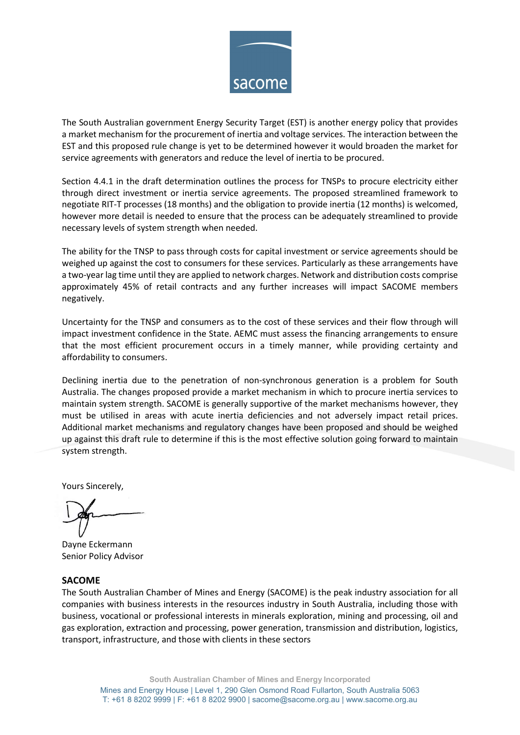The South Australian government Energy Security Target (EST) is another energy policy that provides a market mechanism for the procurement of inertia and voltage services. The interaction between the EST and this proposed rule change is yet to be determined however it would broaden the market for service agreements with generators and reduce the level of inertia to be procured.

Section 4.4.1 in the draft determination outlines the process for TNSPs to procure electricity either through direct investment or inertia service agreements. The proposed streamlined framework to negotiate RIT-T processes (18 months) and the obligation to provide inertia (12 months) is welcomed, however more detail is needed to ensure that the process can be adequately streamlined to provide necessary levels of system strength when needed.

The ability for the TNSP to pass through costs for capital investment or service agreements should be weighed up against the cost to consumers for these services. Particularly as these arrangements have a two-year lag time until they are applied to network charges. Network and distribution costs comprise approximately 45% of retail contracts and any further increases will impact SACOME members negatively.

Uncertainty for the TNSP and consumers as to the cost of these services and their flow through will impact investment confidence in the State. AEMC must assess the financing arrangements to ensure that the most efficient procurement occurs in a timely manner, while providing certainty and affordability to consumers.

Declining inertia due to the penetration of non-synchronous generation is a problem for South Australia. The changes proposed provide a market mechanism in which to procure inertia services to maintain system strength. SACOME is generally supportive of the market mechanisms however, they must be utilised in areas with acute inertia deficiencies and not adversely impact retail prices. Additional market mechanisms and regulatory changes have been proposed and should be weighed up against this draft rule to determine if this is the most effective solution going forward to maintain system strength.

Yours Sincerely,

Dayne Eckermann
Senior Policy Advisor

**SACOME**

The South Australian Chamber of Mines and Energy (SACOME) is the peak industry association for all companies with business interests in the resources industry in South Australia, including those with business, vocational or professional interests in minerals exploration, mining and processing, oil and gas exploration, extraction and processing, power generation, transmission and distribution, logistics, transport, infrastructure, and those with clients in these sectors